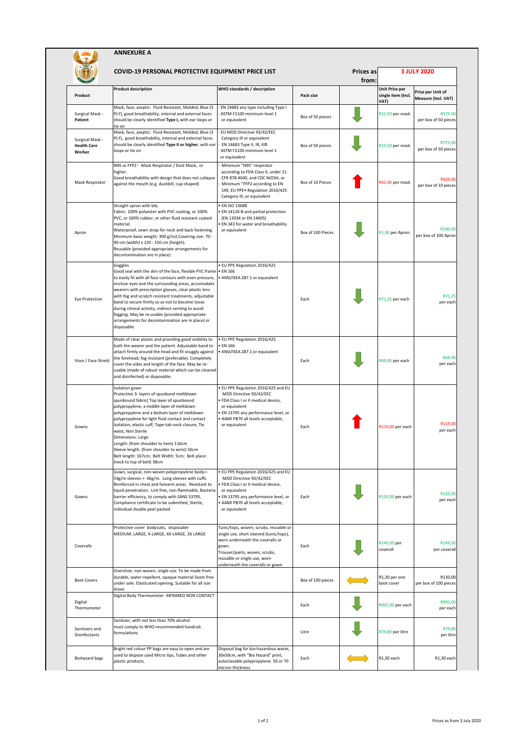**ANNEXURE A**

## COVID-19 PERSONAL PROTECTIVE EQUIPMENT PRICE LIST

**Prices as from: 3 JULY 2020**

| Product | Product description | WHO standards / description | Pack size | | Unit Price per single item (Incl. VAT) | Price per Unit of Measure (Incl. VAT) |
|---|---|---|---|---|---|---|
| Surgical Mask - Patient | Mask, face, aseptic: Fluid Resistant, Molded, Blue (3 PLY), good breathability, internal and external faces should be clearly identified **Type I**, with ear loops or tie on | - EN 14683 any type including Type I<br>- ASTM F2100 minimum level 1 or equivalent | Box of 50 pieces | ↓ | R11,50 per mask | R575.00 per box of 50 pieces |
| Surgical Mask - **Health Care Worker** | Mask, face, aseptic: Fluid Resistant, Molded, Blue (3 PLY), good breathability, internal and external faces should be clearly identified **Type II or higher**, with ear loops or tie on | - EU MDD Directive 93/42/EEC Category III or equivalent<br>- EN 14683 Type II, IR, IIIR<br>- ASTM F2100 minimum level 1 or equivalent | Box of 50 pieces | ↓ | R15,50 per mask | R775,00 per box of 50 pieces |
| Mask Respirator | N95 or FFP2 - Mask Respirator / Dust Mask, or higher.<br>Good breathability with design that does not collapse against the mouth (e.g. duckbill, cup-shaped) | - Minimum "N95" respirator according to FDA Class II, under 21 CFR 878.4040, and CDC NIOSH, or<br>- Minimum "FFP2 according to EN 149, EU PPE• Regulation 2016/425 Category III, or equivalent | Box of 10 Pieces | ↑ | R42,90 per mask | R429,00 per box of 10 pieces |
| Apron | Straight apron with bib,<br>Fabric: 100% polyester with PVC coating, or 100% PVC, or 100% rubber, or other fluid resistant coated material.<br>Waterproof, sewn strap for neck and back fastening.<br>Minimum basis weight: 300 g/m2,Covering size: 70 - 90 cm (width) x 120 - 150 cm (heigth).<br>Reusable (provided appropriate arrangements for decontamination are in place) | • EN ISO 13688<br>• EN 14126-B and partial protection (EN 13034 or EN 14605)<br>• EN 343 for water and breathability or equivalent | Box of 100 Pieces | ↓ | R1,90 per Apron | R190,00 per box of 100 Apron |
| Eye Protection | Goggles<br>Good seal with the skin of the face, flexible PVC frame to easily fit with all face contours with even pressure, enclose eyes and the surrounding areas, accomodate wearers with prescription glasses, clear plastic lens with fog and scratch resistant treatments, adjustable band to secure firmly so as not to become loose during clinical activity, indirect venting to avoid fogging. May be re-usable (provided appropriate arrangements for decontamination are in place) or disposable. | • EU PPE Regulation 2016/425<br>• EN 166<br>• ANSI/ISEA Z87.1 or equivalent | Each | ↓ | R71,25 per each | R71,25 per each |
| Visor / Face Shield | Made of clear plastic and providing good visibility to both the wearer and the patient. Adjustable band to attach firmly around the head and fit snuggly against the forehead, fog resistant (preferable). Completely cover the sides and length of the face. May be re-usable (made of robust material which can be cleaned and disinfected) or disposable. | • EU PPE Regulation 2016/425<br>• EN 166<br>• ANSI/ISEA Z87.1 or equivalent | Each | ↓ | R69,00 per each | R69.00 per each |
| Gowns | Isolation gown<br>Protective 3- layers of spunbond meltblown spunbound fabric( Top layer of spunbound polypropylene, a middle layer of meltdown polypropylene and a bottom layer of meltdown polypropylene for light fluid contact and contact Isolation, elastic cuff, Tape-tab neck closure, Tie waist, Non Sterile<br>Dimensions: Large<br>Length: (from shoulder to hem) 116cm<br>Sleeve length: (from shoulder to wrist) 56cm<br>Belt length: 167cm; Belt Width: 5cm; Belt place: (neck to top of belt) 38cm | • EU PPE Regulation 2016/425 and EU MDD Directive 93/42/EEC<br>• FDA Class I or II medical device, or equivalent<br>• EN 13795 any performance level, or<br>• AAMI PB70 all levels acceptable, or equivalent | Each | ↑ | R119,00 per each | R119,00 per each |
| Gowns | Gown, surgical, non-woven polypropylene body+- 54g/m sleeves +- 66g/m. Long sleeves with cuffs. Reinforced in chest and forearm areas. Resistant to liquid penetration. Lint free, non flammable, Bacteria barrier efficiency, to comply with SANS 53795, Compliance certificate to be submitted, Sterile, individual double peel packed | • EU PPE Regulation 2016/425 and EU MDD Directive 93/42/EEC<br>• FDA Class I or II medical device, or equivalent<br>• EN 13795 any performance level, or<br>• AAMI PB70 all levels acceptable, or equivalent | Each | ↓ | R120,00 per each | R120,00 per each |
| Coveralls | Protective cover bodysuits, disposable<br>MEDIUM, LARGE, X-LARGE, XX-LARGE, 3X LARGE | Tunic/tops, woven, scrubs, reusable or single use, short sleeved (tunic/tops), worn underneath the coveralls or gown.<br>Trouser/pants, woven, scrubs, reusable or single use, worn underneath the coveralls or gown | Each | ↓ | R149,00 per coverall | R149,00 per coverall |
| Boot Covers | Overshoe, non-woven, single use. To be made from durable, water-repellent, opaque material Seam free under sole. Elasticated opening. Suitable for all size shoes | | Box of 100 pieces | ↔ | R1,30 per one boot cover | R130,00 per box of 100 pieces |
| Digital Thermometer | Digital Body Thermometer INFRARED NON CONTACT | | Each | ↓ | R992,00 per each | R992,00 per each |
| Sanitisers and Disinfectants | Sanitizer, with not less than 70% alcohol must comply to WHO-recommended handrub formulations | | Litre | ↓ | R79,80 per litre | R79,80 per litre |
| Biohazard bags | Bright red colour PP bags are easy to open and are used to dispose used Micro tips, Tubes and other plastic products. | Disposal bag for bio-hazardous waste, 30x50cm, with "Bio Hazard" print, autoclavable polypropylene. 50 or 70 micron thickness | Each | ↔ | R1,30 each | R1,30 each |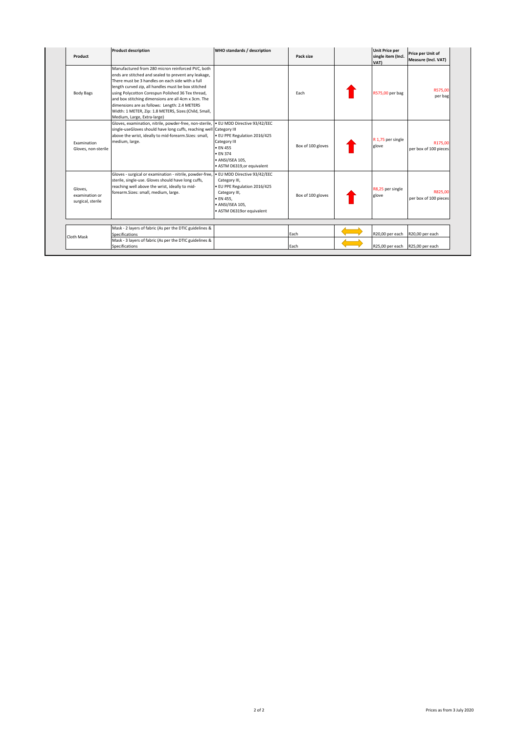| Product | Product description | WHO standards / description | Pack size | | Unit Price per single item (Incl. VAT) | Price per Unit of Measure (Incl. VAT) |
|---|---|---|---|---|---|---|
| Body Bags | Manufactured from 280 micron reinforced PVC, both ends are stitched and sealed to prevent any leakage, There must be 3 handles on each side with a full length curved zip, all handles must be box stitched using Polycotton Corespun Polished 36 Tex thread, and box stitching dimensions are all 4cm x 3cm. The dimensions are as follows: Length: 2.4 METERS Width: 1 METER, Zip: 1.8 METERS, Sizes:(Child, Small, Medium, Large, Extra-large) | | Each | ↑ | R575,00 per bag | R575,00 per bag |
| Examination Gloves, non-sterile | Gloves, examination, nitrile, powder-free, non-sterile, single-useGloves should have long cuffs, reaching well above the wrist, ideally to mid-forearm.Sizes: small, medium, large. | • EU MDD Directive 93/42/EEC Category III<br>• EU PPE Regulation 2016/425 Category III<br>• EN 455<br>• EN 374<br>• ANSI/ISEA 105,<br>• ASTM D6319,or equivalent | Box of 100 gloves | ↑ | R 1,75 per single glove | R175,00 per box of 100 pieces |
| Gloves, examination or surgical, sterile | Gloves - surgical or examination - nitrile, powder-free, sterile, single-use. Gloves should have long cuffs, reaching well above the wrist, ideally to mid-forearm.Sizes: small, medium, large. | • EU MDD Directive 93/42/EEC Category III,<br>• EU PPE Regulation 2016/425 Category III,<br>• EN 455,<br>• ANSI/ISEA 105,<br>• ASTM D6319or equivalent | Box of 100 gloves | ↑ | R8,25 per single glove | R825,00 per box of 100 pieces |
| Cloth Mask | Mask - 2 layers of fabric (As per the DTIC guidelines & Specifications | | Each | ↔ | R20,00 per each | R20,00 per each |
| | Mask - 3 layers of fabric (As per the DTIC guidelines & Specifications | | Each | ↔ | R25,00 per each | R25,00 per each |

Prices as from 3 July 2020